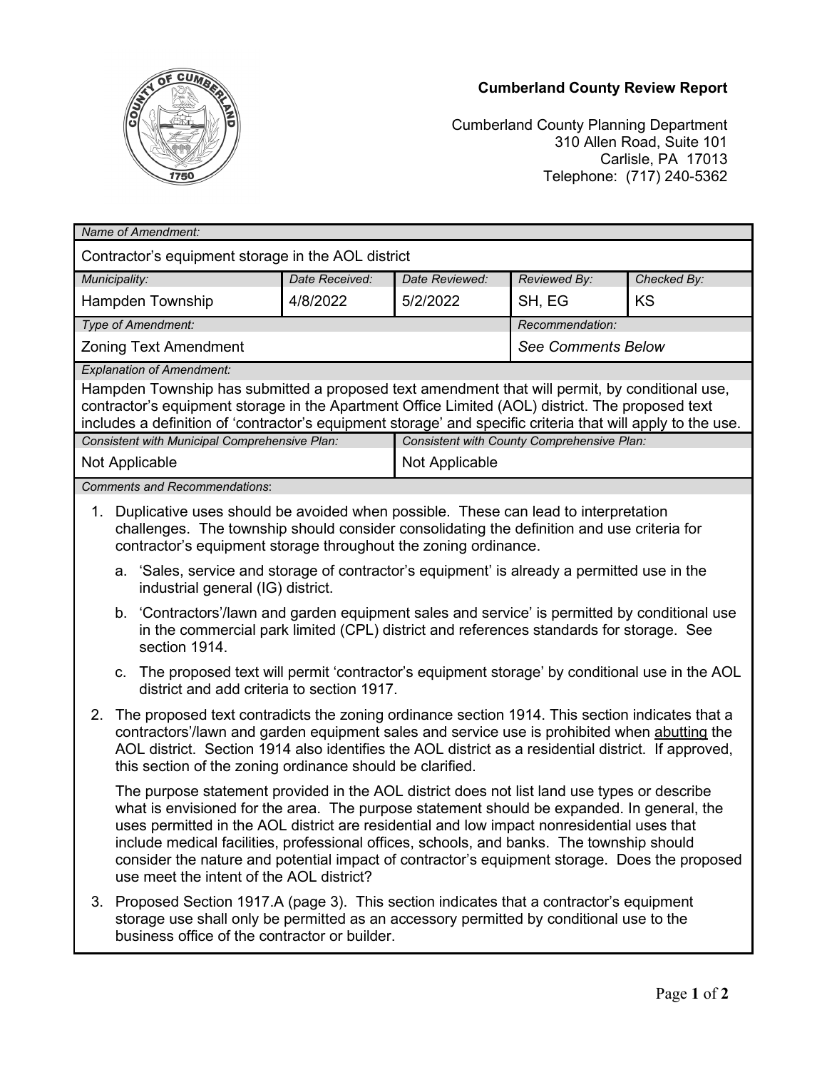# Cumberland County Review Report

Cumberland County Planning Department
310 Allen Road, Suite 101
Carlisle, PA 17013
Telephone: (717) 240-5362

| *Name of Amendment:* | | | | |
|---|---|---|---|---|
| Contractor's equipment storage in the AOL district | | | | |
| *Municipality:* | *Date Received:* | *Date Reviewed:* | *Reviewed By:* | *Checked By:* |
| Hampden Township | 4/8/2022 | 5/2/2022 | SH, EG | KS |
| *Type of Amendment:* | | | *Recommendation:* | |
| Zoning Text Amendment | | | *See Comments Below* | |

*Explanation of Amendment:*

Hampden Township has submitted a proposed text amendment that will permit, by conditional use, contractor's equipment storage in the Apartment Office Limited (AOL) district. The proposed text includes a definition of 'contractor's equipment storage' and specific criteria that will apply to the use.

| *Consistent with Municipal Comprehensive Plan:* | *Consistent with County Comprehensive Plan:* |
|---|---|
| Not Applicable | Not Applicable |

*Comments and Recommendations*:

1. Duplicative uses should be avoided when possible. These can lead to interpretation challenges. The township should consider consolidating the definition and use criteria for contractor's equipment storage throughout the zoning ordinance.
   a. 'Sales, service and storage of contractor's equipment' is already a permitted use in the industrial general (IG) district.
   b. 'Contractors'/lawn and garden equipment sales and service' is permitted by conditional use in the commercial park limited (CPL) district and references standards for storage. See section 1914.
   c. The proposed text will permit 'contractor's equipment storage' by conditional use in the AOL district and add criteria to section 1917.
2. The proposed text contradicts the zoning ordinance section 1914. This section indicates that a contractors'/lawn and garden equipment sales and service use is prohibited when abutting the AOL district. Section 1914 also identifies the AOL district as a residential district. If approved, this section of the zoning ordinance should be clarified.

   The purpose statement provided in the AOL district does not list land use types or describe what is envisioned for the area. The purpose statement should be expanded. In general, the uses permitted in the AOL district are residential and low impact nonresidential uses that include medical facilities, professional offices, schools, and banks. The township should consider the nature and potential impact of contractor's equipment storage. Does the proposed use meet the intent of the AOL district?
3. Proposed Section 1917.A (page 3). This section indicates that a contractor's equipment storage use shall only be permitted as an accessory permitted by conditional use to the business office of the contractor or builder.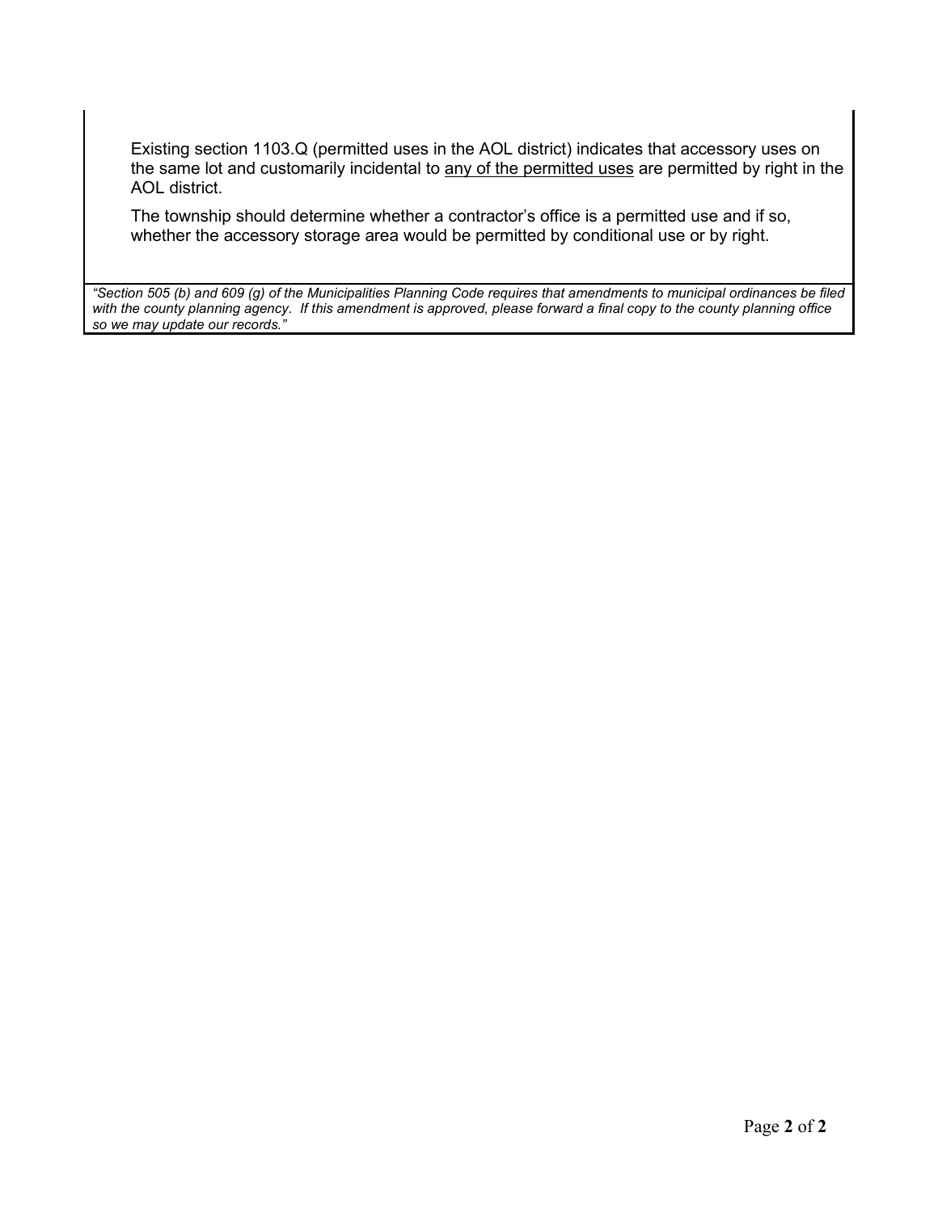Existing section 1103.Q (permitted uses in the AOL district) indicates that accessory uses on the same lot and customarily incidental to <u>any of the permitted uses</u> are permitted by right in the AOL district.

The township should determine whether a contractor's office is a permitted use and if so, whether the accessory storage area would be permitted by conditional use or by right.

*"Section 505 (b) and 609 (g) of the Municipalities Planning Code requires that amendments to municipal ordinances be filed with the county planning agency. If this amendment is approved, please forward a final copy to the county planning office so we may update our records."*